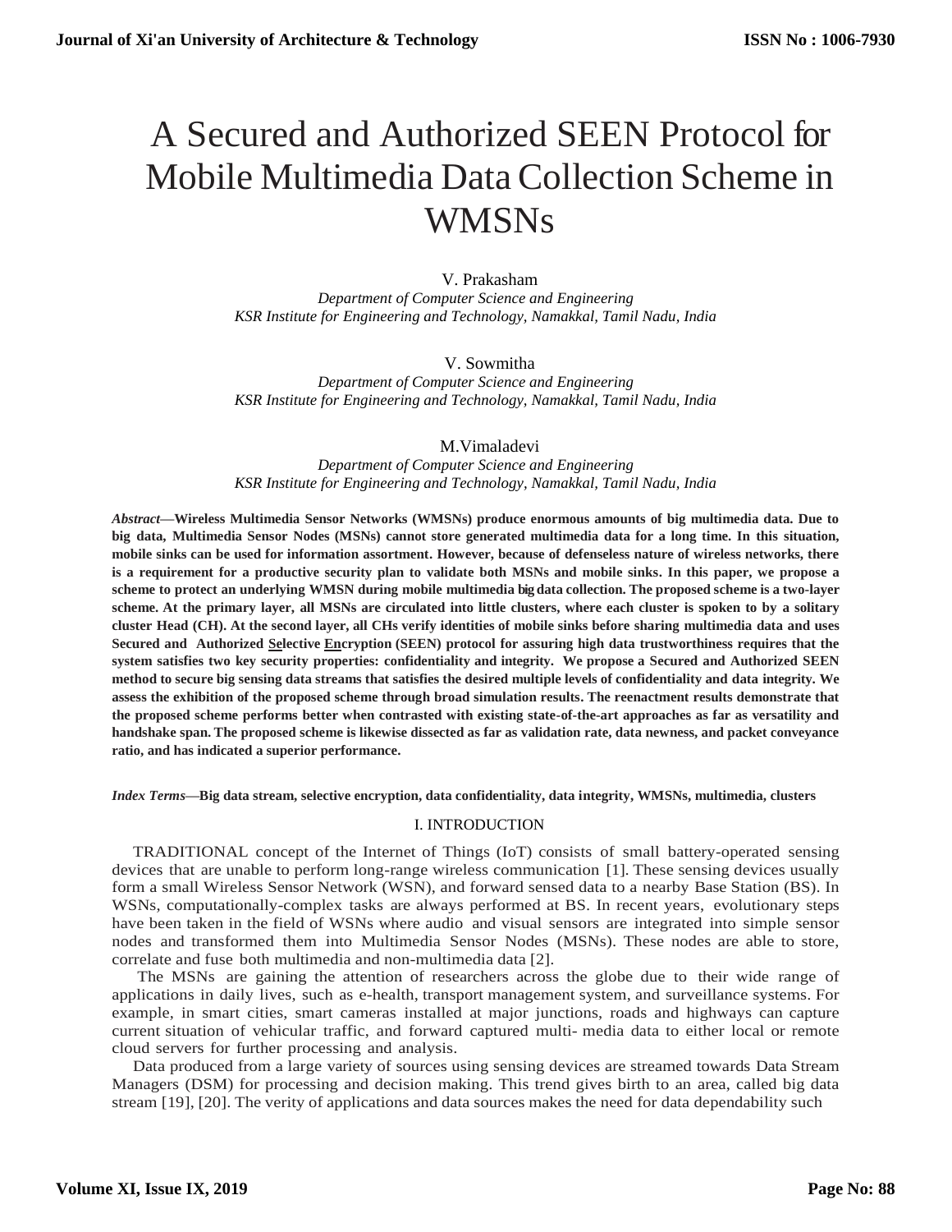# A Secured and Authorized SEEN Protocol for Mobile Multimedia Data Collection Scheme in WMSNs

V. Prakasham
*Department of Computer Science and Engineering*
*KSR Institute for Engineering and Technology, Namakkal, Tamil Nadu, India*

V. Sowmitha
*Department of Computer Science and Engineering*
*KSR Institute for Engineering and Technology, Namakkal, Tamil Nadu, India*

M.Vimaladevi
*Department of Computer Science and Engineering*
*KSR Institute for Engineering and Technology, Namakkal, Tamil Nadu, India*

***Abstract*—Wireless Multimedia Sensor Networks (WMSNs) produce enormous amounts of big multimedia data. Due to big data, Multimedia Sensor Nodes (MSNs) cannot store generated multimedia data for a long time. In this situation, mobile sinks can be used for information assortment. However, because of defenseless nature of wireless networks, there is a requirement for a productive security plan to validate both MSNs and mobile sinks. In this paper, we propose a scheme to protect an underlying WMSN during mobile multimedia big data collection. The proposed scheme is a two-layer scheme. At the primary layer, all MSNs are circulated into little clusters, where each cluster is spoken to by a solitary cluster Head (CH). At the second layer, all CHs verify identities of mobile sinks before sharing multimedia data and uses Secured and Authorized Selective Encryption (SEEN) protocol for assuring high data trustworthiness requires that the system satisfies two key security properties: confidentiality and integrity. We propose a Secured and Authorized SEEN method to secure big sensing data streams that satisfies the desired multiple levels of confidentiality and data integrity. We assess the exhibition of the proposed scheme through broad simulation results. The reenactment results demonstrate that the proposed scheme performs better when contrasted with existing state-of-the-art approaches as far as versatility and handshake span. The proposed scheme is likewise dissected as far as validation rate, data newness, and packet conveyance ratio, and has indicated a superior performance.**

***Index Terms*—Big data stream, selective encryption, data confidentiality, data integrity, WMSNs, multimedia, clusters**

## I. INTRODUCTION

TRADITIONAL concept of the Internet of Things (IoT) consists of small battery-operated sensing devices that are unable to perform long-range wireless communication [1]. These sensing devices usually form a small Wireless Sensor Network (WSN), and forward sensed data to a nearby Base Station (BS). In WSNs, computationally-complex tasks are always performed at BS. In recent years, evolutionary steps have been taken in the field of WSNs where audio and visual sensors are integrated into simple sensor nodes and transformed them into Multimedia Sensor Nodes (MSNs). These nodes are able to store, correlate and fuse both multimedia and non-multimedia data [2].

The MSNs are gaining the attention of researchers across the globe due to their wide range of applications in daily lives, such as e-health, transport management system, and surveillance systems. For example, in smart cities, smart cameras installed at major junctions, roads and highways can capture current situation of vehicular traffic, and forward captured multi- media data to either local or remote cloud servers for further processing and analysis.

Data produced from a large variety of sources using sensing devices are streamed towards Data Stream Managers (DSM) for processing and decision making. This trend gives birth to an area, called big data stream [19], [20]. The verity of applications and data sources makes the need for data dependability such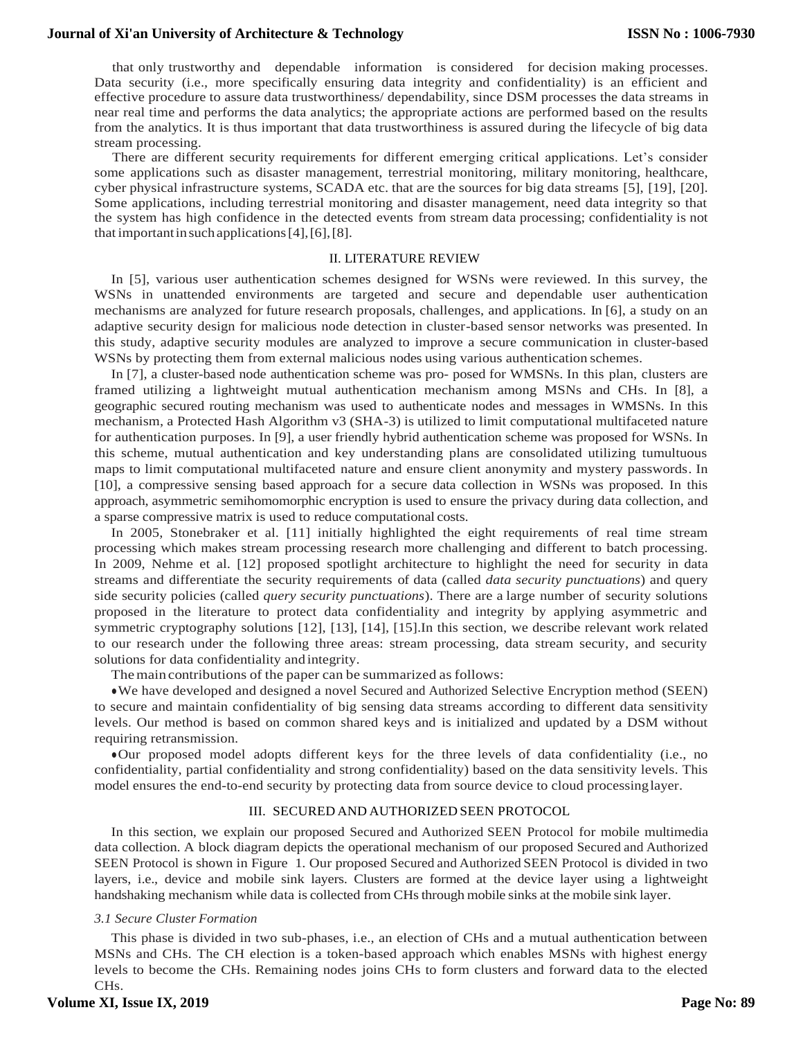that only trustworthy and dependable information is considered for decision making processes. Data security (i.e., more specifically ensuring data integrity and confidentiality) is an efficient and effective procedure to assure data trustworthiness/ dependability, since DSM processes the data streams in near real time and performs the data analytics; the appropriate actions are performed based on the results from the analytics. It is thus important that data trustworthiness is assured during the lifecycle of big data stream processing.

There are different security requirements for different emerging critical applications. Let's consider some applications such as disaster management, terrestrial monitoring, military monitoring, healthcare, cyber physical infrastructure systems, SCADA etc. that are the sources for big data streams [5], [19], [20]. Some applications, including terrestrial monitoring and disaster management, need data integrity so that the system has high confidence in the detected events from stream data processing; confidentiality is not that important in such applications [4], [6], [8].

## II. LITERATURE REVIEW

In [5], various user authentication schemes designed for WSNs were reviewed. In this survey, the WSNs in unattended environments are targeted and secure and dependable user authentication mechanisms are analyzed for future research proposals, challenges, and applications. In [6], a study on an adaptive security design for malicious node detection in cluster-based sensor networks was presented. In this study, adaptive security modules are analyzed to improve a secure communication in cluster-based WSNs by protecting them from external malicious nodes using various authentication schemes.

In [7], a cluster-based node authentication scheme was pro- posed for WMSNs. In this plan, clusters are framed utilizing a lightweight mutual authentication mechanism among MSNs and CHs. In [8], a geographic secured routing mechanism was used to authenticate nodes and messages in WMSNs. In this mechanism, a Protected Hash Algorithm v3 (SHA-3) is utilized to limit computational multifaceted nature for authentication purposes. In [9], a user friendly hybrid authentication scheme was proposed for WSNs. In this scheme, mutual authentication and key understanding plans are consolidated utilizing tumultuous maps to limit computational multifaceted nature and ensure client anonymity and mystery passwords. In [10], a compressive sensing based approach for a secure data collection in WSNs was proposed. In this approach, asymmetric semihomomorphic encryption is used to ensure the privacy during data collection, and a sparse compressive matrix is used to reduce computational costs.

In 2005, Stonebraker et al. [11] initially highlighted the eight requirements of real time stream processing which makes stream processing research more challenging and different to batch processing. In 2009, Nehme et al. [12] proposed spotlight architecture to highlight the need for security in data streams and differentiate the security requirements of data (called *data security punctuations*) and query side security policies (called *query security punctuations*). There are a large number of security solutions proposed in the literature to protect data confidentiality and integrity by applying asymmetric and symmetric cryptography solutions [12], [13], [14], [15].In this section, we describe relevant work related to our research under the following three areas: stream processing, data stream security, and security solutions for data confidentiality and integrity.

The main contributions of the paper can be summarized as follows:

- We have developed and designed a novel Secured and Authorized Selective Encryption method (SEEN) to secure and maintain confidentiality of big sensing data streams according to different data sensitivity levels. Our method is based on common shared keys and is initialized and updated by a DSM without requiring retransmission.
- Our proposed model adopts different keys for the three levels of data confidentiality (i.e., no confidentiality, partial confidentiality and strong confidentiality) based on the data sensitivity levels. This model ensures the end-to-end security by protecting data from source device to cloud processing layer.

## III. SECURED AND AUTHORIZED SEEN PROTOCOL

In this section, we explain our proposed Secured and Authorized SEEN Protocol for mobile multimedia data collection. A block diagram depicts the operational mechanism of our proposed Secured and Authorized SEEN Protocol is shown in Figure 1. Our proposed Secured and Authorized SEEN Protocol is divided in two layers, i.e., device and mobile sink layers. Clusters are formed at the device layer using a lightweight handshaking mechanism while data is collected from CHs through mobile sinks at the mobile sink layer.

### *3.1 Secure Cluster Formation*

This phase is divided in two sub-phases, i.e., an election of CHs and a mutual authentication between MSNs and CHs. The CH election is a token-based approach which enables MSNs with highest energy levels to become the CHs. Remaining nodes joins CHs to form clusters and forward data to the elected CHs.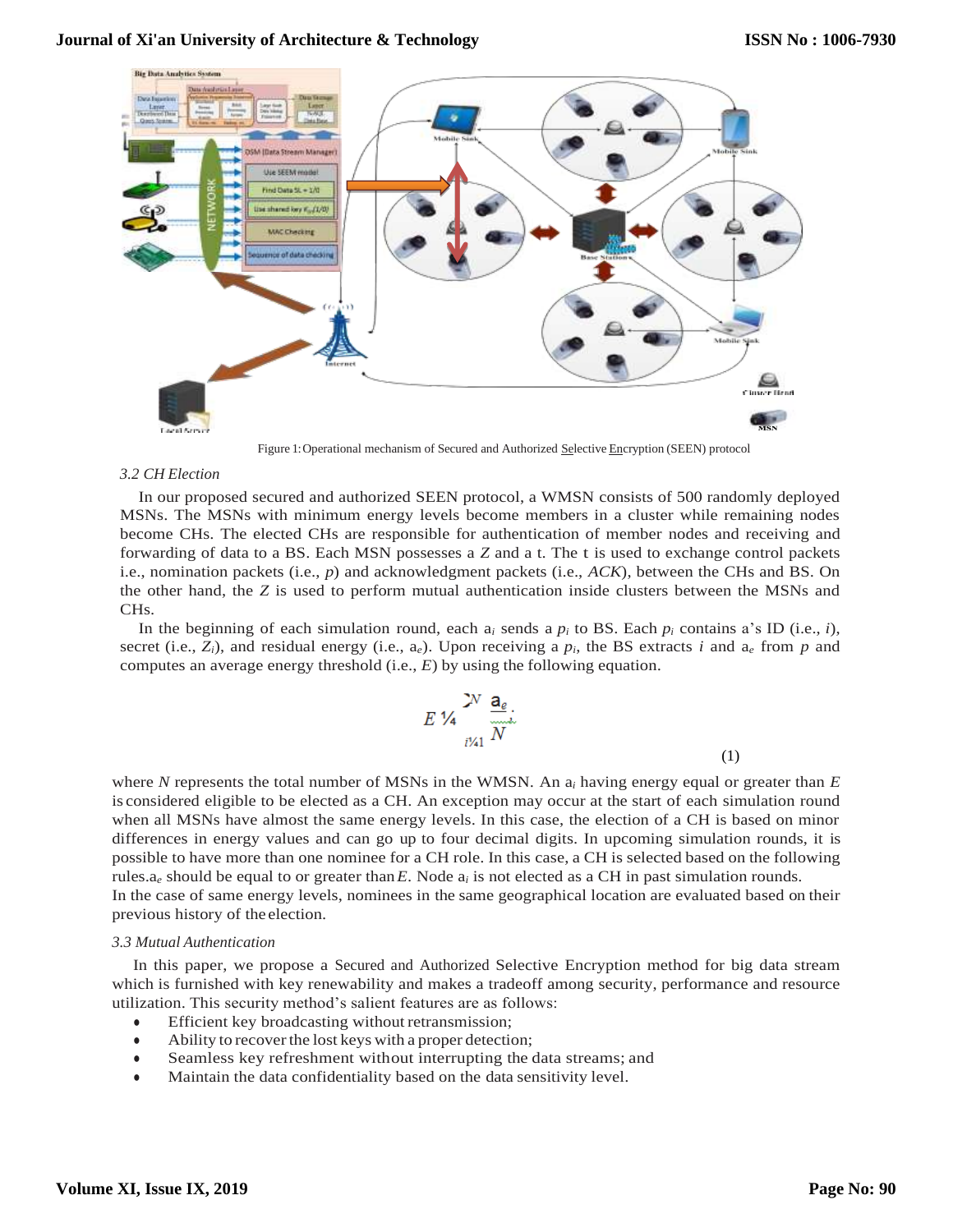Figure 1: Operational mechanism of Secured and Authorized Selective Encryption (SEEN) protocol

*3.2 CH Election*

In our proposed secured and authorized SEEN protocol, a WMSN consists of 500 randomly deployed MSNs. The MSNs with minimum energy levels become members in a cluster while remaining nodes become CHs. The elected CHs are responsible for authentication of member nodes and receiving and forwarding of data to a BS. Each MSN possesses a *Z* and a t. The t is used to exchange control packets i.e., nomination packets (i.e., *p*) and acknowledgment packets (i.e., *ACK*), between the CHs and BS. On the other hand, the *Z* is used to perform mutual authentication inside clusters between the MSNs and CHs.

In the beginning of each simulation round, each $a_i$ sends a $p_i$ to BS. Each $p_i$ contains a's ID (i.e., *i*), secret (i.e., $Z_i$), and residual energy (i.e., $a_e$). Upon receiving a $p_i$, the BS extracts *i* and $a_e$ from *p* and computes an average energy threshold (i.e., *E*) by using the following equation.

$$E = \sum_{i=1}^{N} \frac{a_e}{N}. \tag{1}$$

where *N* represents the total number of MSNs in the WMSN. An $a_i$ having energy equal or greater than *E* is considered eligible to be elected as a CH. An exception may occur at the start of each simulation round when all MSNs have almost the same energy levels. In this case, the election of a CH is based on minor differences in energy values and can go up to four decimal digits. In upcoming simulation rounds, it is possible to have more than one nominee for a CH role. In this case, a CH is selected based on the following rules. $a_e$ should be equal to or greater than *E*. Node $a_i$ is not elected as a CH in past simulation rounds.
In the case of same energy levels, nominees in the same geographical location are evaluated based on their previous history of the election.

*3.3 Mutual Authentication*

In this paper, we propose a Secured and Authorized Selective Encryption method for big data stream which is furnished with key renewability and makes a tradeoff among security, performance and resource utilization. This security method's salient features are as follows:

- Efficient key broadcasting without retransmission;
- Ability to recover the lost keys with a proper detection;
- Seamless key refreshment without interrupting the data streams; and
- Maintain the data confidentiality based on the data sensitivity level.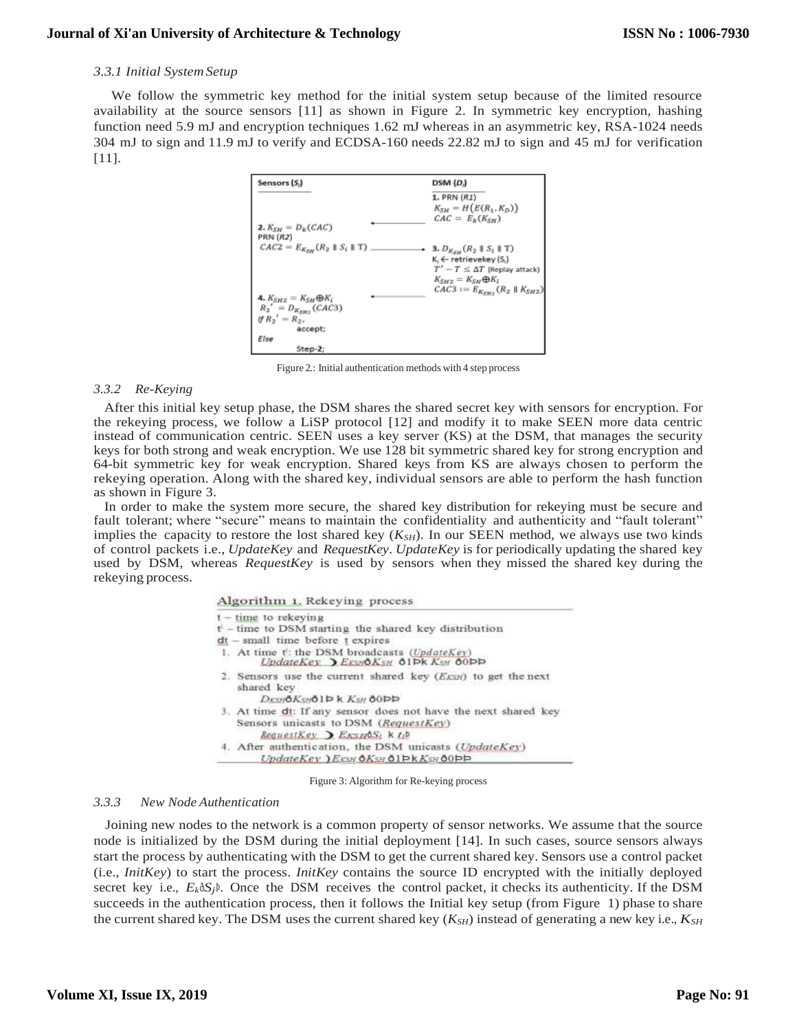#### 3.3.1 Initial System Setup

We follow the symmetric key method for the initial system setup because of the limited resource availability at the source sensors [11] as shown in Figure 2. In symmetric key encryption, hashing function need 5.9 mJ and encryption techniques 1.62 mJ whereas in an asymmetric key, RSA-1024 needs 304 mJ to sign and 11.9 mJ to verify and ECDSA-160 needs 22.82 mJ to sign and 45 mJ for verification [11].

| Sensors ($S_i$) | | DSM ($D_i$) |
|---|---|---|
| | ← | **1.** PRN ($R1$)<br>$K_{SH} = H(E(R_1, K_D))$<br>$CAC = E_k(K_{SH})$ |
| **2.** $K_{SH} = D_k(CAC)$<br>PRN ($R2$)<br>$CAC2 = E_{K_{SH}}(R_2 \parallel S_i \parallel T)$ | → | **3.** $D_{K_{SH}}(R_2 \parallel S_i \parallel T)$<br>$K_i \leftarrow$ retrievekey ($S_i$)<br>$T' - T \leq \Delta T$ (Replay attack)<br>$K_{SH2} = K_{SH} \oplus K_i$<br>$CAC3 := E_{K_{SH2}}(R_2 \parallel K_{SH2})$ |
| **4.** $K_{SH2} = K_{SH} \oplus K_i$<br>$R_2' = D_{K_{SH2}}(CAC3)$<br>*If* $R_2' = R_2$,<br>accept;<br>*Else*<br>Step-2; | ← | |

Figure 2.: Initial authentication methods with 4 step process

#### 3.3.2 Re-Keying

After this initial key setup phase, the DSM shares the shared secret key with sensors for encryption. For the rekeying process, we follow a LiSP protocol [12] and modify it to make SEEN more data centric instead of communication centric. SEEN uses a key server (KS) at the DSM, that manages the security keys for both strong and weak encryption. We use 128 bit symmetric shared key for strong encryption and 64-bit symmetric key for weak encryption. Shared keys from KS are always chosen to perform the rekeying operation. Along with the shared key, individual sensors are able to perform the hash function as shown in Figure 3.

In order to make the system more secure, the shared key distribution for rekeying must be secure and fault tolerant; where "secure" means to maintain the confidentiality and authenticity and "fault tolerant" implies the capacity to restore the lost shared key ($K_{SH}$). In our SEEN method, we always use two kinds of control packets i.e., *UpdateKey* and *RequestKey*. *UpdateKey* is for periodically updating the shared key used by DSM, whereas *RequestKey* is used by sensors when they missed the shared key during the rekeying process.

```
Algorithm 1. Rekeying process
t – time to rekeying
t' – time to DSM starting the shared key distribution
dt – small time before t expires
1. At time t': the DSM broadcasts (UpdateKey)
      UpdateKey ) E_KSH(K_SH(1) k K_SH(0))
2. Sensors use the current shared key (E_KSH) to get the next
   shared key
      D_KSH(K_SH(1) k K_SH(0))
3. At time dt: If any sensor does not have the next shared key
   Sensors unicasts to DSM (RequestKey)
      RequestKey ) E_KSH(S_i k t_i)
4. After authentication, the DSM unicasts (UpdateKey)
      UpdateKey ) E_KSH(K_SH(1) k K_SH(0))
```

Figure 3: Algorithm for Re-keying process

#### 3.3.3 New Node Authentication

Joining new nodes to the network is a common property of sensor networks. We assume that the source node is initialized by the DSM during the initial deployment [14]. In such cases, source sensors always start the process by authenticating with the DSM to get the current shared key. Sensors use a control packet (i.e., *InitKey*) to start the process. *InitKey* contains the source ID encrypted with the initially deployed secret key i.e., $E_k(S_j)$. Once the DSM receives the control packet, it checks its authenticity. If the DSM succeeds in the authentication process, then it follows the Initial key setup (from Figure 1) phase to share the current shared key. The DSM uses the current shared key ($K_{SH}$) instead of generating a new key i.e., $K_{SH}$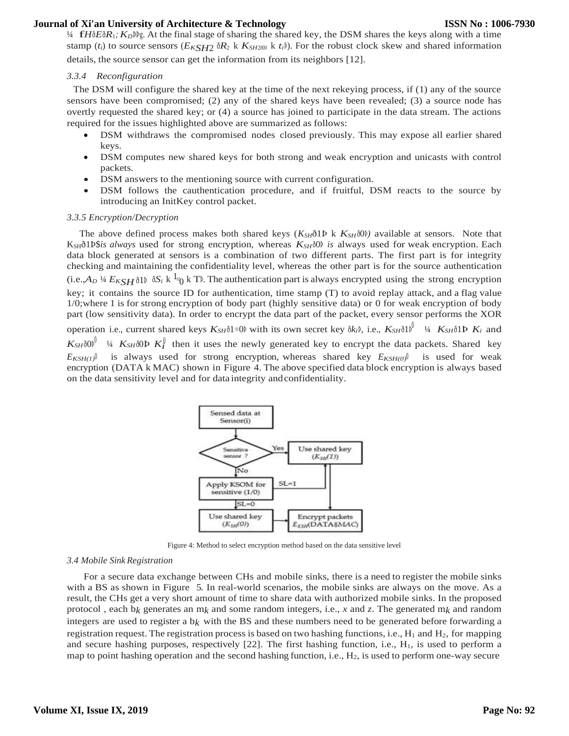$= \{H(E(R_1; K_D))\}$. At the final stage of sharing the shared key, the DSM shares the keys along with a time stamp ($t_i$) to source sensors ($E_{KSH2}(R_2 \| K_{SH2(0)} \| t_i)$). For the robust clock skew and shared information details, the source sensor can get the information from its neighbors [12].

### 3.3.4 Reconfiguration

The DSM will configure the shared key at the time of the next rekeying process, if (1) any of the source sensors have been compromised; (2) any of the shared keys have been revealed; (3) a source node has overtly requested the shared key; or (4) a source has joined to participate in the data stream. The actions required for the issues highlighted above are summarized as follows:

- DSM withdraws the compromised nodes closed previously. This may expose all earlier shared keys.
- DSM computes new shared keys for both strong and weak encryption and unicasts with control packets.
- DSM answers to the mentioning source with current configuration.
- DSM follows the cauthentication procedure, and if fruitful, DSM reacts to the source by introducing an InitKey control packet.

### 3.3.5 Encryption/Decryption

The above defined process makes both shared keys ($K_{SH}(1) \| K_{SH}(0)$) available at sensors. Note that $K_{SH}(1)$ *is always* used for strong encryption, whereas $K_{SH}(0)$ *is* always used for weak encryption. Each data block generated at sensors is a combination of two different parts. The first part is for integrity checking and maintaining the confidentiality level, whereas the other part is for the source authentication (i.e.,$A_D = E_{KSH}(1)(S_i \| {}^{1}_{0} \| T)$. The authentication part is always encrypted using the strong encryption key; it contains the source ID for authentication, time stamp (T) to avoid replay attack, and a flag value 1/0;where 1 is for strong encryption of body part (highly sensitive data) or 0 for weak encryption of body part (low sensitivity data). In order to encrypt the data part of the packet, every sensor performs the XOR operation i.e., current shared keys $K_{SH}(1/0)$ with its own secret key $(k_i)$, i.e., $K_{SH}(1)' = K_{SH}(1) \oplus K_i$ and $K_{SH}(0)' = K_{SH}(0) \oplus K_i'$ then it uses the newly generated key to encrypt the data packets. Shared key $E_{KSH(1)'}$ is always used for strong encryption, whereas shared key $E_{KSH(0)'}$ is used for weak encryption (DATA ‖ MAC) shown in Figure 4. The above specified data block encryption is always based on the data sensitivity level and for data integrity and confidentiality.

Figure 4: Method to select encryption method based on the data sensitive level

### 3.4 Mobile Sink Registration

For a secure data exchange between CHs and mobile sinks, there is a need to register the mobile sinks with a BS as shown in Figure 5. In real-world scenarios, the mobile sinks are always on the move. As a result, the CHs get a very short amount of time to share data with authorized mobile sinks. In the proposed protocol , each $b_k$ generates an $m_k$ and some random integers, i.e., $x$ and $z$. The generated $m_k$ and random integers are used to register a $b_k$ with the BS and these numbers need to be generated before forwarding a registration request. The registration process is based on two hashing functions, i.e., $H_1$ and $H_2$, for mapping and secure hashing purposes, respectively [22]. The first hashing function, i.e., $H_1$, is used to perform a map to point hashing operation and the second hashing function, i.e., $H_2$, is used to perform one-way secure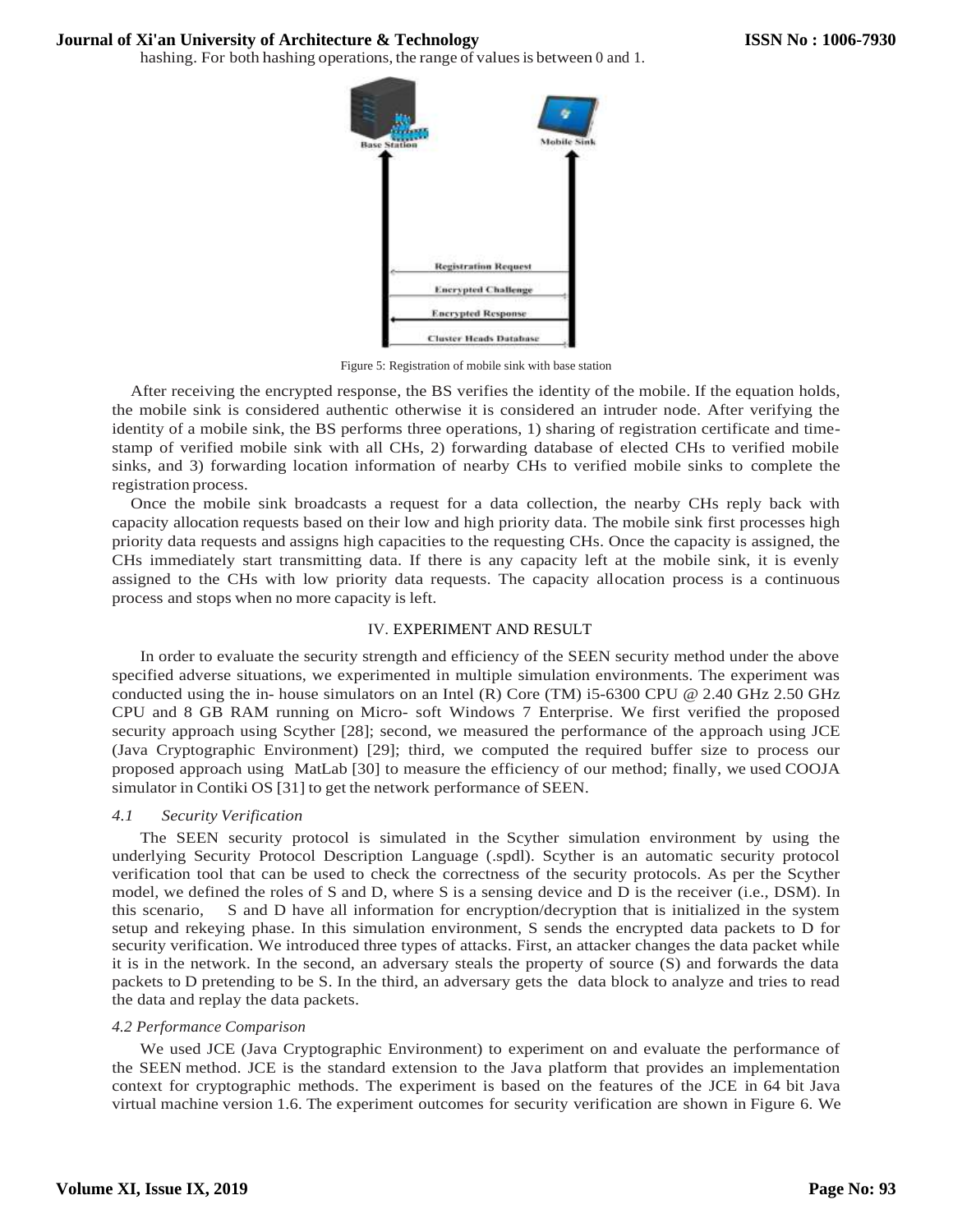hashing. For both hashing operations, the range of values is between 0 and 1.

Figure 5: Registration of mobile sink with base station

After receiving the encrypted response, the BS verifies the identity of the mobile. If the equation holds, the mobile sink is considered authentic otherwise it is considered an intruder node. After verifying the identity of a mobile sink, the BS performs three operations, 1) sharing of registration certificate and time-stamp of verified mobile sink with all CHs, 2) forwarding database of elected CHs to verified mobile sinks, and 3) forwarding location information of nearby CHs to verified mobile sinks to complete the registration process.

Once the mobile sink broadcasts a request for a data collection, the nearby CHs reply back with capacity allocation requests based on their low and high priority data. The mobile sink first processes high priority data requests and assigns high capacities to the requesting CHs. Once the capacity is assigned, the CHs immediately start transmitting data. If there is any capacity left at the mobile sink, it is evenly assigned to the CHs with low priority data requests. The capacity allocation process is a continuous process and stops when no more capacity is left.

## IV. EXPERIMENT AND RESULT

In order to evaluate the security strength and efficiency of the SEEN security method under the above specified adverse situations, we experimented in multiple simulation environments. The experiment was conducted using the in- house simulators on an Intel (R) Core (TM) i5-6300 CPU @ 2.40 GHz 2.50 GHz CPU and 8 GB RAM running on Micro- soft Windows 7 Enterprise. We first verified the proposed security approach using Scyther [28]; second, we measured the performance of the approach using JCE (Java Cryptographic Environment) [29]; third, we computed the required buffer size to process our proposed approach using MatLab [30] to measure the efficiency of our method; finally, we used COOJA simulator in Contiki OS [31] to get the network performance of SEEN.

### *4.1 Security Verification*

The SEEN security protocol is simulated in the Scyther simulation environment by using the underlying Security Protocol Description Language (.spdl). Scyther is an automatic security protocol verification tool that can be used to check the correctness of the security protocols. As per the Scyther model, we defined the roles of S and D, where S is a sensing device and D is the receiver (i.e., DSM). In this scenario, S and D have all information for encryption/decryption that is initialized in the system setup and rekeying phase. In this simulation environment, S sends the encrypted data packets to D for security verification. We introduced three types of attacks. First, an attacker changes the data packet while it is in the network. In the second, an adversary steals the property of source (S) and forwards the data packets to D pretending to be S. In the third, an adversary gets the data block to analyze and tries to read the data and replay the data packets.

### *4.2 Performance Comparison*

We used JCE (Java Cryptographic Environment) to experiment on and evaluate the performance of the SEEN method. JCE is the standard extension to the Java platform that provides an implementation context for cryptographic methods. The experiment is based on the features of the JCE in 64 bit Java virtual machine version 1.6. The experiment outcomes for security verification are shown in Figure 6. We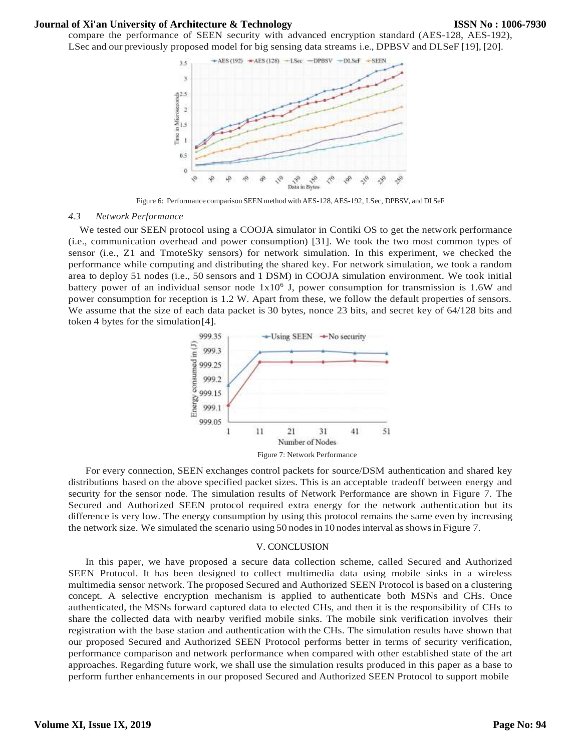compare the performance of SEEN security with advanced encryption standard (AES-128, AES-192), LSec and our previously proposed model for big sensing data streams i.e., DPBSV and DLSeF [19], [20].

Figure 6: Performance comparison SEEN method with AES-128, AES-192, LSec, DPBSV, and DLSeF

### *4.3 Network Performance*

We tested our SEEN protocol using a COOJA simulator in Contiki OS to get the network performance (i.e., communication overhead and power consumption) [31]. We took the two most common types of sensor (i.e., Z1 and TmoteSky sensors) for network simulation. In this experiment, we checked the performance while computing and distributing the shared key. For network simulation, we took a random area to deploy 51 nodes (i.e., 50 sensors and 1 DSM) in COOJA simulation environment. We took initial battery power of an individual sensor node $1x10^6$ J, power consumption for transmission is 1.6W and power consumption for reception is 1.2 W. Apart from these, we follow the default properties of sensors. We assume that the size of each data packet is 30 bytes, nonce 23 bits, and secret key of 64/128 bits and token 4 bytes for the simulation[4].

Figure 7: Network Performance

For every connection, SEEN exchanges control packets for source/DSM authentication and shared key distributions based on the above specified packet sizes. This is an acceptable tradeoff between energy and security for the sensor node. The simulation results of Network Performance are shown in Figure 7. The Secured and Authorized SEEN protocol required extra energy for the network authentication but its difference is very low. The energy consumption by using this protocol remains the same even by increasing the network size. We simulated the scenario using 50 nodes in 10 nodes interval as shows in Figure 7.

## V. CONCLUSION

In this paper, we have proposed a secure data collection scheme, called Secured and Authorized SEEN Protocol. It has been designed to collect multimedia data using mobile sinks in a wireless multimedia sensor network. The proposed Secured and Authorized SEEN Protocol is based on a clustering concept. A selective encryption mechanism is applied to authenticate both MSNs and CHs. Once authenticated, the MSNs forward captured data to elected CHs, and then it is the responsibility of CHs to share the collected data with nearby verified mobile sinks. The mobile sink verification involves their registration with the base station and authentication with the CHs. The simulation results have shown that our proposed Secured and Authorized SEEN Protocol performs better in terms of security verification, performance comparison and network performance when compared with other established state of the art approaches. Regarding future work, we shall use the simulation results produced in this paper as a base to perform further enhancements in our proposed Secured and Authorized SEEN Protocol to support mobile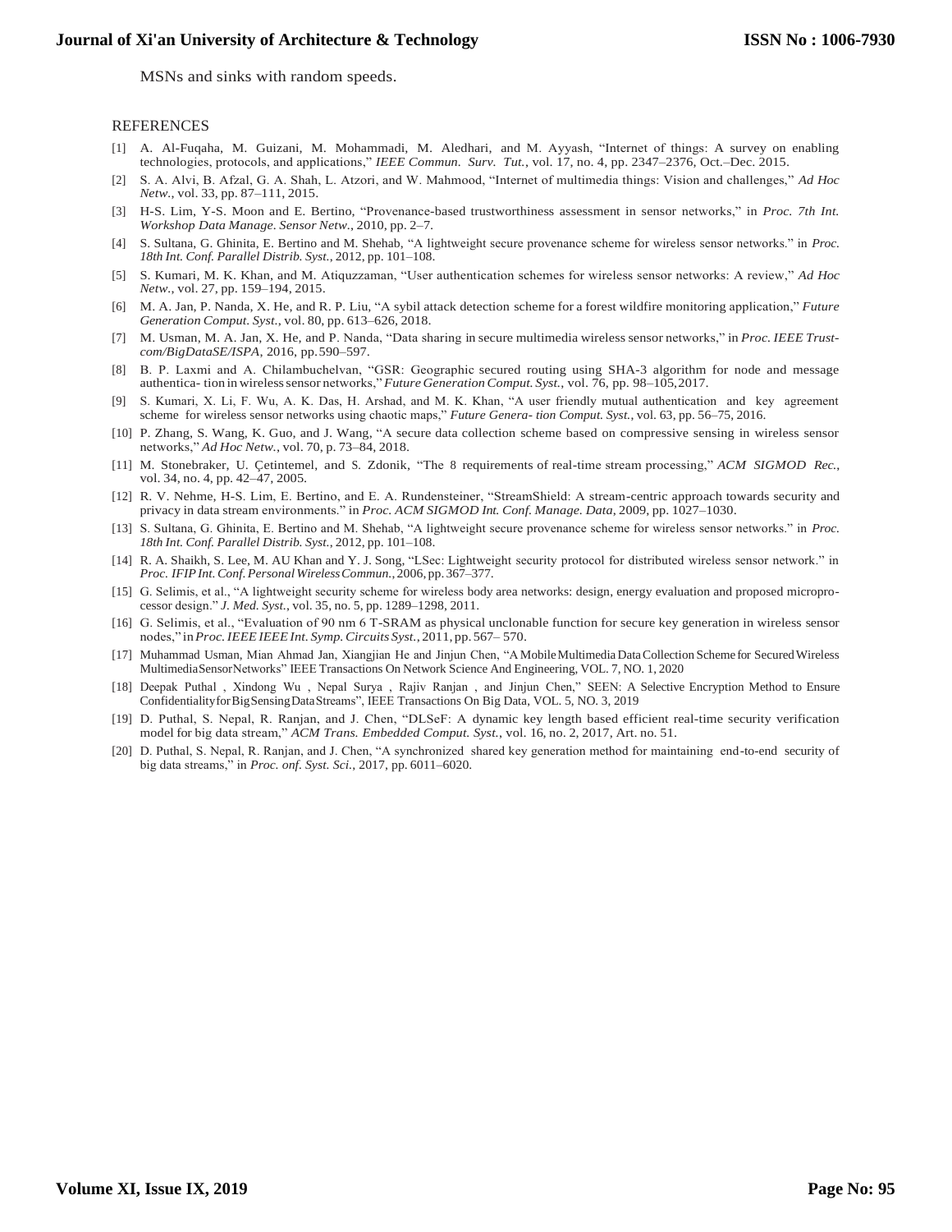MSNs and sinks with random speeds.

REFERENCES

[1] A. Al-Fuqaha, M. Guizani, M. Mohammadi, M. Aledhari, and M. Ayyash, "Internet of things: A survey on enabling technologies, protocols, and applications," *IEEE Commun. Surv. Tut.*, vol. 17, no. 4, pp. 2347–2376, Oct.–Dec. 2015.

[2] S. A. Alvi, B. Afzal, G. A. Shah, L. Atzori, and W. Mahmood, "Internet of multimedia things: Vision and challenges," *Ad Hoc Netw.*, vol. 33, pp. 87–111, 2015.

[3] H-S. Lim, Y-S. Moon and E. Bertino, "Provenance-based trustworthiness assessment in sensor networks," in *Proc. 7th Int. Workshop Data Manage. Sensor Netw.*, 2010, pp. 2–7.

[4] S. Sultana, G. Ghinita, E. Bertino and M. Shehab, "A lightweight secure provenance scheme for wireless sensor networks." in *Proc. 18th Int. Conf. Parallel Distrib. Syst.*, 2012, pp. 101–108.

[5] S. Kumari, M. K. Khan, and M. Atiquzzaman, "User authentication schemes for wireless sensor networks: A review," *Ad Hoc Netw.*, vol. 27, pp. 159–194, 2015.

[6] M. A. Jan, P. Nanda, X. He, and R. P. Liu, "A sybil attack detection scheme for a forest wildfire monitoring application," *Future Generation Comput. Syst.*, vol. 80, pp. 613–626, 2018.

[7] M. Usman, M. A. Jan, X. He, and P. Nanda, "Data sharing in secure multimedia wireless sensor networks," in *Proc. IEEE Trustcom/BigDataSE/ISPA*, 2016, pp. 590–597.

[8] B. P. Laxmi and A. Chilambuchelvan, "GSR: Geographic secured routing using SHA-3 algorithm for node and message authentica- tion in wireless sensor networks," *Future Generation Comput. Syst.*, vol. 76, pp. 98–105, 2017.

[9] S. Kumari, X. Li, F. Wu, A. K. Das, H. Arshad, and M. K. Khan, "A user friendly mutual authentication and key agreement scheme for wireless sensor networks using chaotic maps," *Future Genera- tion Comput. Syst.*, vol. 63, pp. 56–75, 2016.

[10] P. Zhang, S. Wang, K. Guo, and J. Wang, "A secure data collection scheme based on compressive sensing in wireless sensor networks," *Ad Hoc Netw.*, vol. 70, p. 73–84, 2018.

[11] M. Stonebraker, U. Çetintemel, and S. Zdonik, "The 8 requirements of real-time stream processing," *ACM SIGMOD Rec.*, vol. 34, no. 4, pp. 42–47, 2005.

[12] R. V. Nehme, H-S. Lim, E. Bertino, and E. A. Rundensteiner, "StreamShield: A stream-centric approach towards security and privacy in data stream environments." in *Proc. ACM SIGMOD Int. Conf. Manage. Data*, 2009, pp. 1027–1030.

[13] S. Sultana, G. Ghinita, E. Bertino and M. Shehab, "A lightweight secure provenance scheme for wireless sensor networks." in *Proc. 18th Int. Conf. Parallel Distrib. Syst.*, 2012, pp. 101–108.

[14] R. A. Shaikh, S. Lee, M. AU Khan and Y. J. Song, "LSec: Lightweight security protocol for distributed wireless sensor network." in *Proc. IFIP Int. Conf. Personal Wireless Commun.*, 2006, pp. 367–377.

[15] G. Selimis, et al., "A lightweight security scheme for wireless body area networks: design, energy evaluation and proposed microprocessor design." *J. Med. Syst.*, vol. 35, no. 5, pp. 1289–1298, 2011.

[16] G. Selimis, et al., "Evaluation of 90 nm 6 T-SRAM as physical unclonable function for secure key generation in wireless sensor nodes," in *Proc. IEEE IEEE Int. Symp. Circuits Syst.*, 2011, pp. 567– 570.

[17] Muhammad Usman, Mian Ahmad Jan, Xiangjian He and Jinjun Chen, "A Mobile Multimedia Data Collection Scheme for Secured Wireless Multimedia Sensor Networks" IEEE Transactions On Network Science And Engineering, VOL. 7, NO. 1, 2020

[18] Deepak Puthal , Xindong Wu , Nepal Surya , Rajiv Ranjan , and Jinjun Chen," SEEN: A Selective Encryption Method to Ensure Confidentiality for Big Sensing Data Streams", IEEE Transactions On Big Data, VOL. 5, NO. 3, 2019

[19] D. Puthal, S. Nepal, R. Ranjan, and J. Chen, "DLSeF: A dynamic key length based efficient real-time security verification model for big data stream," *ACM Trans. Embedded Comput. Syst.*, vol. 16, no. 2, 2017, Art. no. 51.

[20] D. Puthal, S. Nepal, R. Ranjan, and J. Chen, "A synchronized shared key generation method for maintaining end-to-end security of big data streams," in *Proc. onf. Syst. Sci.*, 2017, pp. 6011–6020.